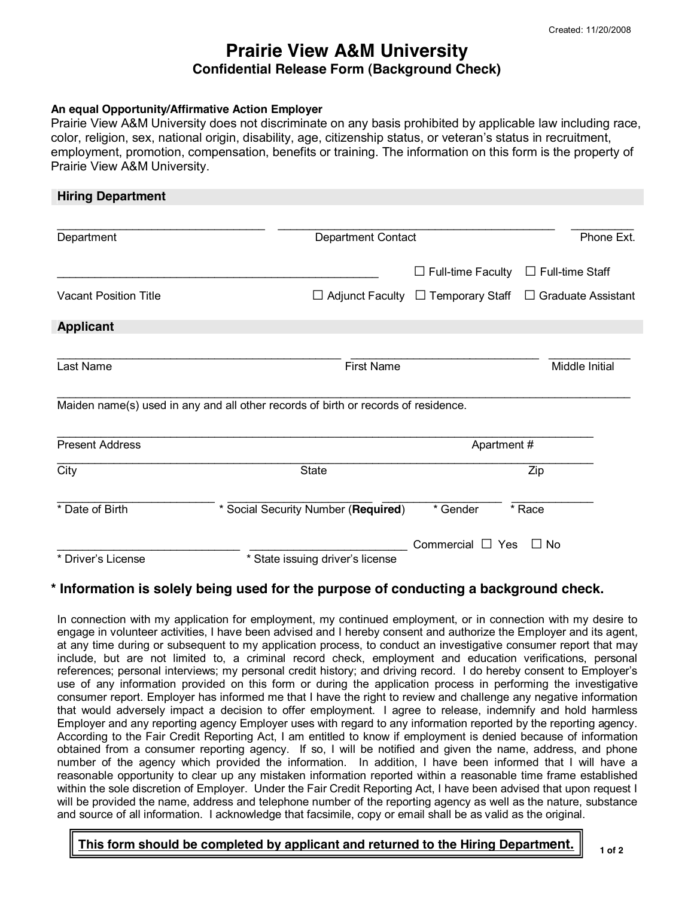Created: 11/20/2008

# Prairie View A&M University

## Confidential Release Form (Background Check)

**An equal Opportunity/Affirmative Action Employer**

Prairie View A&M University does not discriminate on any basis prohibited by applicable law including race, color, religion, sex, national origin, disability, age, citizenship status, or veteran's status in recruitment, employment, promotion, compensation, benefits or training. The information on this form is the property of Prairie View A&M University.

### Hiring Department

_______________ Department    _______________ Department Contact    _______________ Phone Ext.

_______________ Vacant Position Title

☐ Full-time Faculty ☐ Full-time Staff

☐ Adjunct Faculty ☐ Temporary Staff ☐ Graduate Assistant

### Applicant

_______________ Last Name    _______________ First Name    _______________ Middle Initial

_______________ Maiden name(s) used in any and all other records of birth or records of residence.

_______________ Present Address    _______________ Apartment #

_______________ City    _______________ State    _______________ Zip

_______________ * Date of Birth    _______________ * Social Security Number (**Required**)    _______________ * Gender    _______________ * Race

_______________ * Driver's License    _______________ * State issuing driver's license    Commercial ☐ Yes ☐ No

### * Information is solely being used for the purpose of conducting a background check.

In connection with my application for employment, my continued employment, or in connection with my desire to engage in volunteer activities, I have been advised and I hereby consent and authorize the Employer and its agent, at any time during or subsequent to my application process, to conduct an investigative consumer report that may include, but are not limited to, a criminal record check, employment and education verifications, personal references; personal interviews; my personal credit history; and driving record. I do hereby consent to Employer's use of any information provided on this form or during the application process in performing the investigative consumer report. Employer has informed me that I have the right to review and challenge any negative information that would adversely impact a decision to offer employment. I agree to release, indemnify and hold harmless Employer and any reporting agency Employer uses with regard to any information reported by the reporting agency. According to the Fair Credit Reporting Act, I am entitled to know if employment is denied because of information obtained from a consumer reporting agency. If so, I will be notified and given the name, address, and phone number of the agency which provided the information. In addition, I have been informed that I will have a reasonable opportunity to clear up any mistaken information reported within a reasonable time frame established within the sole discretion of Employer. Under the Fair Credit Reporting Act, I have been advised that upon request I will be provided the name, address and telephone number of the reporting agency as well as the nature, substance and source of all information. I acknowledge that facsimile, copy or email shall be as valid as the original.

**This form should be completed by applicant and returned to the Hiring Department.**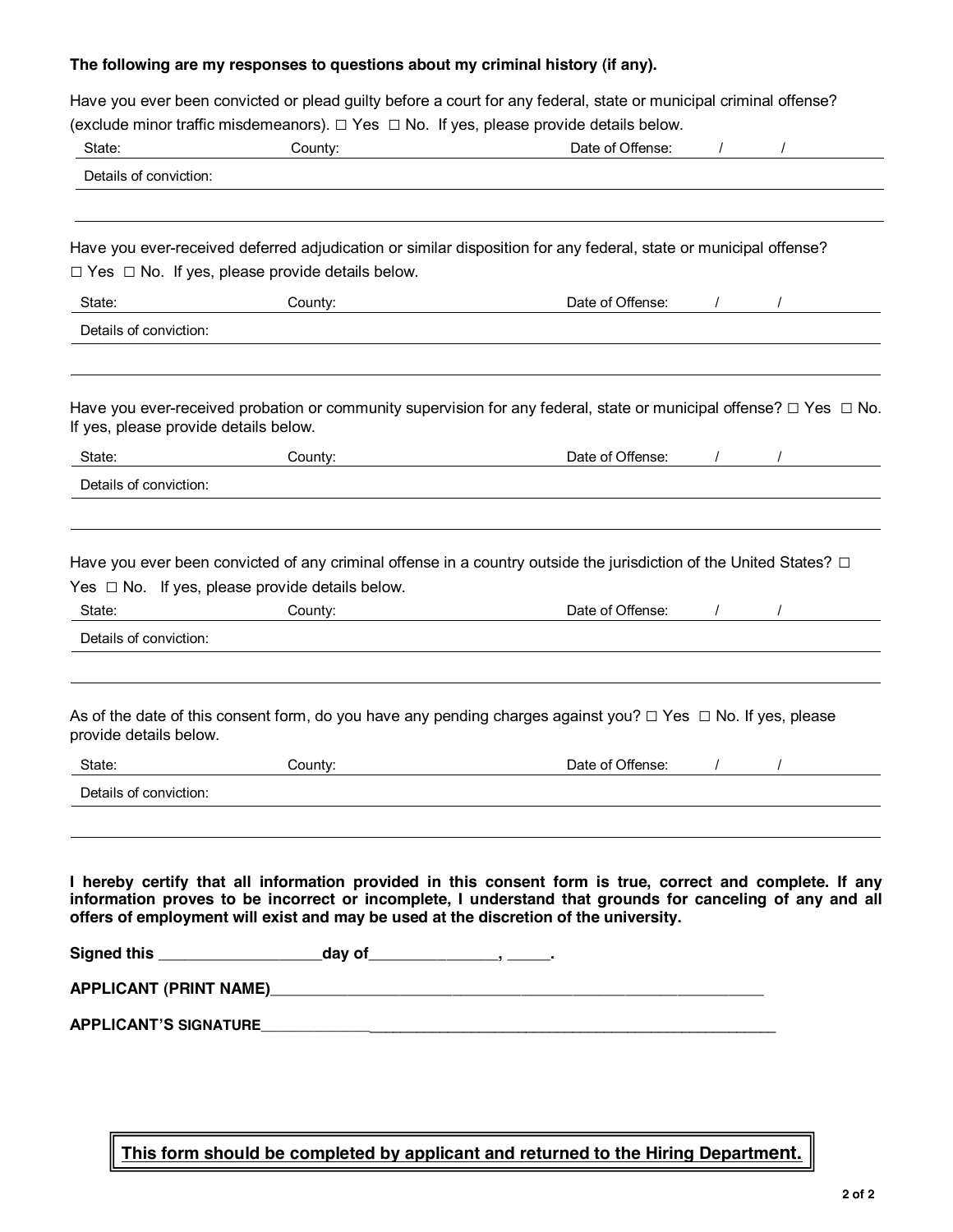**The following are my responses to questions about my criminal history (if any).**

Have you ever been convicted or plead guilty before a court for any federal, state or municipal criminal offense? (exclude minor traffic misdemeanors). ☐ Yes ☐ No. If yes, please provide details below.

State: County: Date of Offense: / /

Details of conviction:

Have you ever-received deferred adjudication or similar disposition for any federal, state or municipal offense? ☐ Yes ☐ No. If yes, please provide details below.

State: County: Date of Offense: / /

Details of conviction:

Have you ever-received probation or community supervision for any federal, state or municipal offense? ☐ Yes ☐ No. If yes, please provide details below.

State: County: Date of Offense: / /

Details of conviction:

Have you ever been convicted of any criminal offense in a country outside the jurisdiction of the United States? ☐ Yes ☐ No. If yes, please provide details below.

State: County: Date of Offense: / /

Details of conviction:

As of the date of this consent form, do you have any pending charges against you? ☐ Yes ☐ No. If yes, please provide details below.

State: County: Date of Offense: / /

Details of conviction:

**I hereby certify that all information provided in this consent form is true, correct and complete. If any information proves to be incorrect or incomplete, I understand that grounds for canceling of any and all offers of employment will exist and may be used at the discretion of the university.**

**Signed this ___________________day of_______________, _____.**

**APPLICANT (PRINT NAME)___________________________________________________________**

**APPLICANT'S SIGNATURE_____________________________________________________________**

**This form should be completed by applicant and returned to the Hiring Department.**